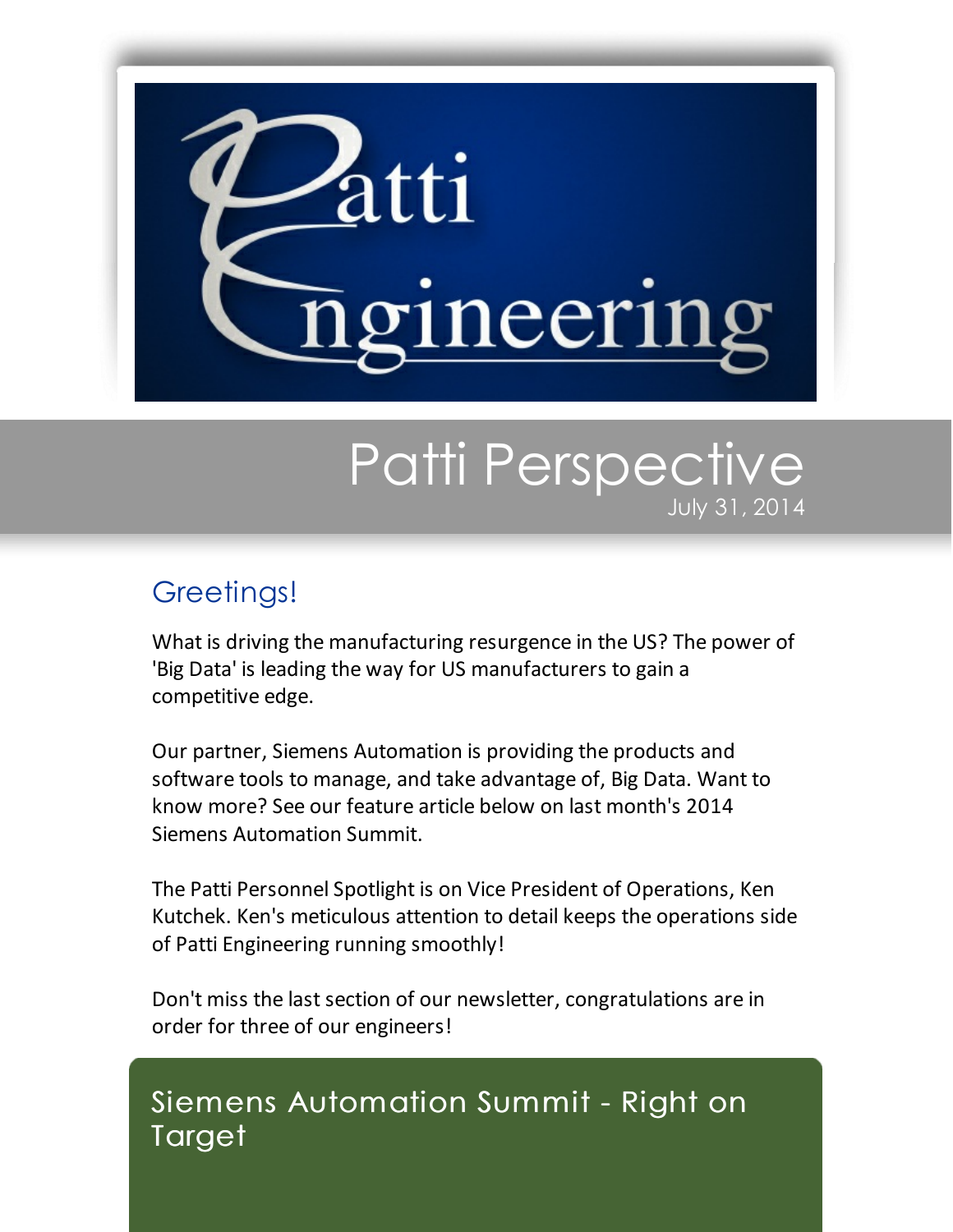# Patti Perspective

July 31, 2014

## Greetings!

What is driving the manufacturing resurgence in the US? The power of 'Big Data' is leading the way for US manufacturers to gain a competitive edge.

Our partner, Siemens Automation is providing the products and software tools to manage, and take advantage of, Big Data. Want to know more? See our feature article below on last month's 2014 Siemens Automation Summit.

The Patti Personnel Spotlight is on Vice President of Operations, Ken Kutchek. Ken's meticulous attention to detail keeps the operations side of Patti Engineering running smoothly!

Don't miss the last section of our newsletter, congratulations are in order for three of our engineers!

## Siemens Automation Summit - Right on Target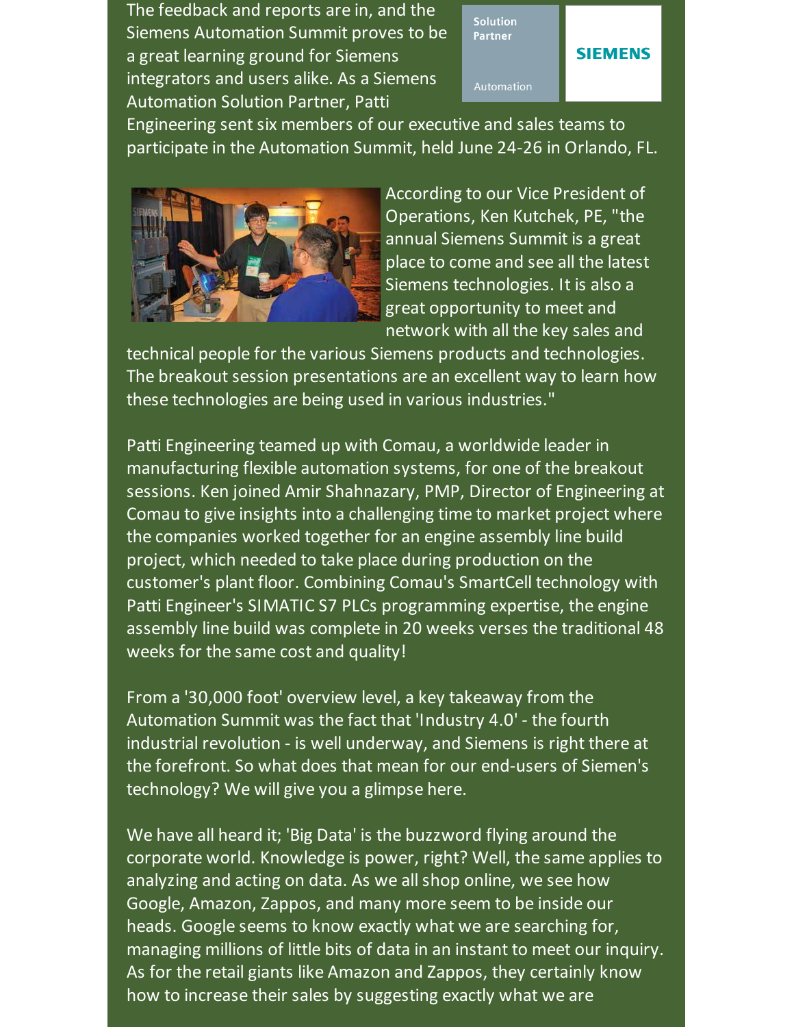The feedback and reports are in, and the Siemens Automation Summit proves to be a great learning ground for Siemens integrators and users alike. As a Siemens Automation Solution Partner, Patti Engineering sent six members of our executive and sales teams to participate in the Automation Summit, held June 24-26 in Orlando, FL.

According to our Vice President of Operations, Ken Kutchek, PE, "the annual Siemens Summit is a great place to come and see all the latest Siemens technologies. It is also a great opportunity to meet and network with all the key sales and technical people for the various Siemens products and technologies. The breakout session presentations are an excellent way to learn how these technologies are being used in various industries."

Patti Engineering teamed up with Comau, a worldwide leader in manufacturing flexible automation systems, for one of the breakout sessions. Ken joined Amir Shahnazary, PMP, Director of Engineering at Comau to give insights into a challenging time to market project where the companies worked together for an engine assembly line build project, which needed to take place during production on the customer's plant floor. Combining Comau's SmartCell technology with Patti Engineer's SIMATIC S7 PLCs programming expertise, the engine assembly line build was complete in 20 weeks verses the traditional 48 weeks for the same cost and quality!

From a '30,000 foot' overview level, a key takeaway from the Automation Summit was the fact that 'Industry 4.0' - the fourth industrial revolution - is well underway, and Siemens is right there at the forefront. So what does that mean for our end-users of Siemen's technology? We will give you a glimpse here.

We have all heard it; 'Big Data' is the buzzword flying around the corporate world. Knowledge is power, right? Well, the same applies to analyzing and acting on data. As we all shop online, we see how Google, Amazon, Zappos, and many more seem to be inside our heads. Google seems to know exactly what we are searching for, managing millions of little bits of data in an instant to meet our inquiry. As for the retail giants like Amazon and Zappos, they certainly know how to increase their sales by suggesting exactly what we are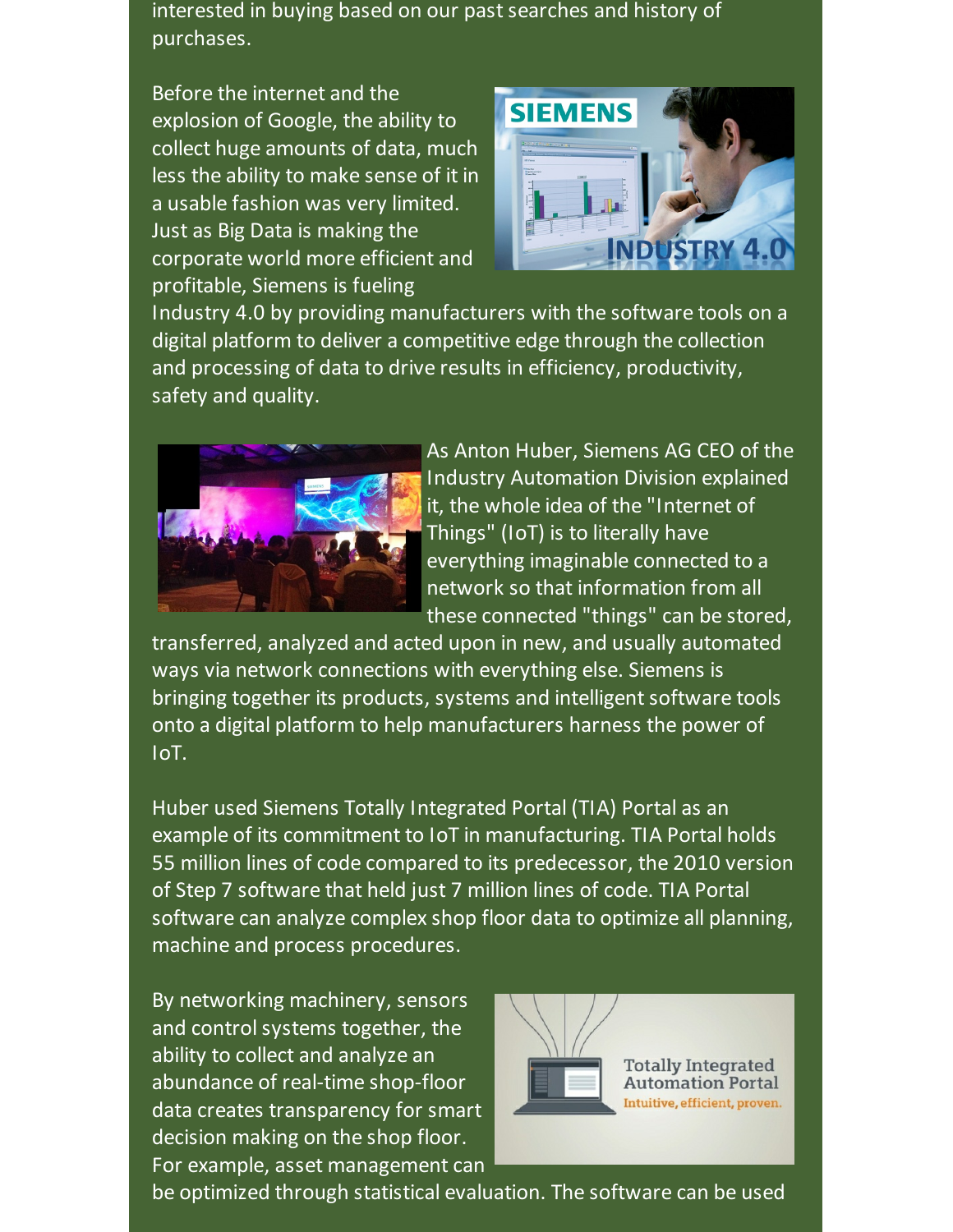interested in buying based on our past searches and history of purchases.

Before the internet and the explosion of Google, the ability to collect huge amounts of data, much less the ability to make sense of it in a usable fashion was very limited. Just as Big Data is making the corporate world more efficient and profitable, Siemens is fueling Industry 4.0 by providing manufacturers with the software tools on a digital platform to deliver a competitive edge through the collection and processing of data to drive results in efficiency, productivity, safety and quality.

As Anton Huber, Siemens AG CEO of the Industry Automation Division explained it, the whole idea of the "Internet of Things" (IoT) is to literally have everything imaginable connected to a network so that information from all these connected "things" can be stored, transferred, analyzed and acted upon in new, and usually automated ways via network connections with everything else. Siemens is bringing together its products, systems and intelligent software tools onto a digital platform to help manufacturers harness the power of IoT.

Huber used Siemens Totally Integrated Portal (TIA) Portal as an example of its commitment to IoT in manufacturing. TIA Portal holds 55 million lines of code compared to its predecessor, the 2010 version of Step 7 software that held just 7 million lines of code. TIA Portal software can analyze complex shop floor data to optimize all planning, machine and process procedures.

By networking machinery, sensors and control systems together, the ability to collect and analyze an abundance of real-time shop-floor data creates transparency for smart decision making on the shop floor. For example, asset management can be optimized through statistical evaluation. The software can be used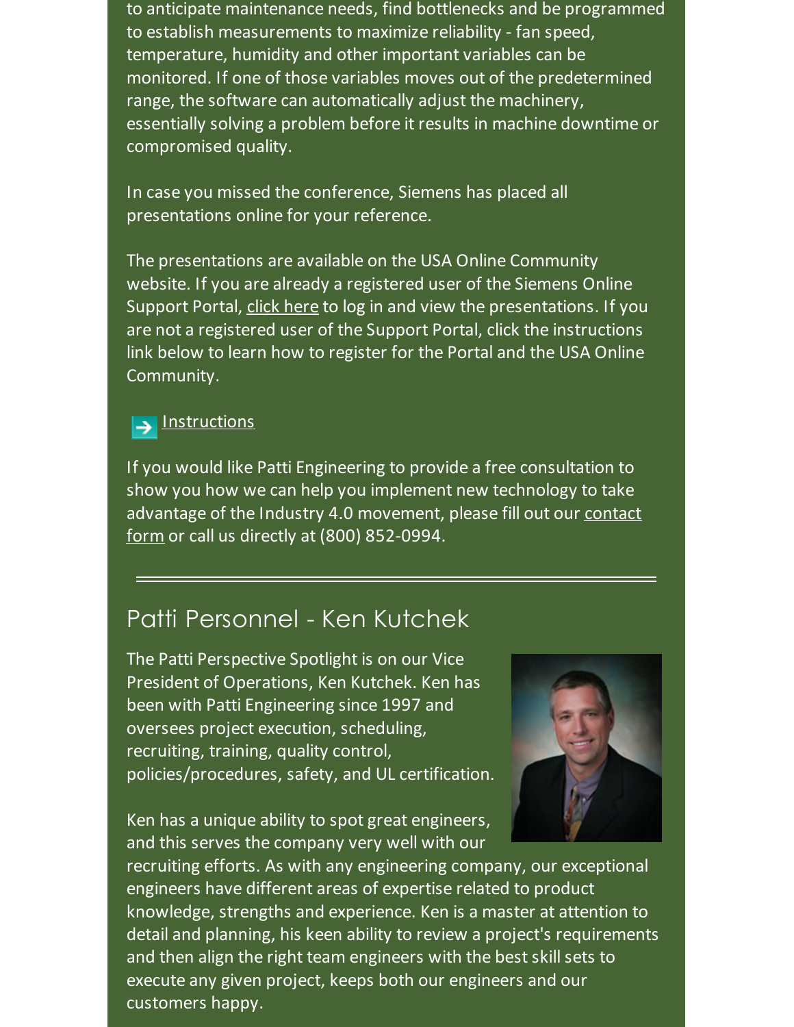to anticipate maintenance needs, find bottlenecks and be programmed to establish measurements to maximize reliability - fan speed, temperature, humidity and other important variables can be monitored. If one of those variables moves out of the predetermined range, the software can automatically adjust the machinery, essentially solving a problem before it results in machine downtime or compromised quality.

In case you missed the conference, Siemens has placed all presentations online for your reference.

The presentations are available on the USA Online Community website. If you are already a registered user of the Siemens Online Support Portal, click here to log in and view the presentations. If you are not a registered user of the Support Portal, click the instructions link below to learn how to register for the Portal and the USA Online Community.

Instructions

If you would like Patti Engineering to provide a free consultation to show you how we can help you implement new technology to take advantage of the Industry 4.0 movement, please fill out our contact form or call us directly at (800) 852-0994.

---

## Patti Personnel - Ken Kutchek

The Patti Perspective Spotlight is on our Vice President of Operations, Ken Kutchek. Ken has been with Patti Engineering since 1997 and oversees project execution, scheduling, recruiting, training, quality control, policies/procedures, safety, and UL certification.

Ken has a unique ability to spot great engineers, and this serves the company very well with our recruiting efforts. As with any engineering company, our exceptional engineers have different areas of expertise related to product knowledge, strengths and experience. Ken is a master at attention to detail and planning, his keen ability to review a project's requirements and then align the right team engineers with the best skill sets to execute any given project, keeps both our engineers and our customers happy.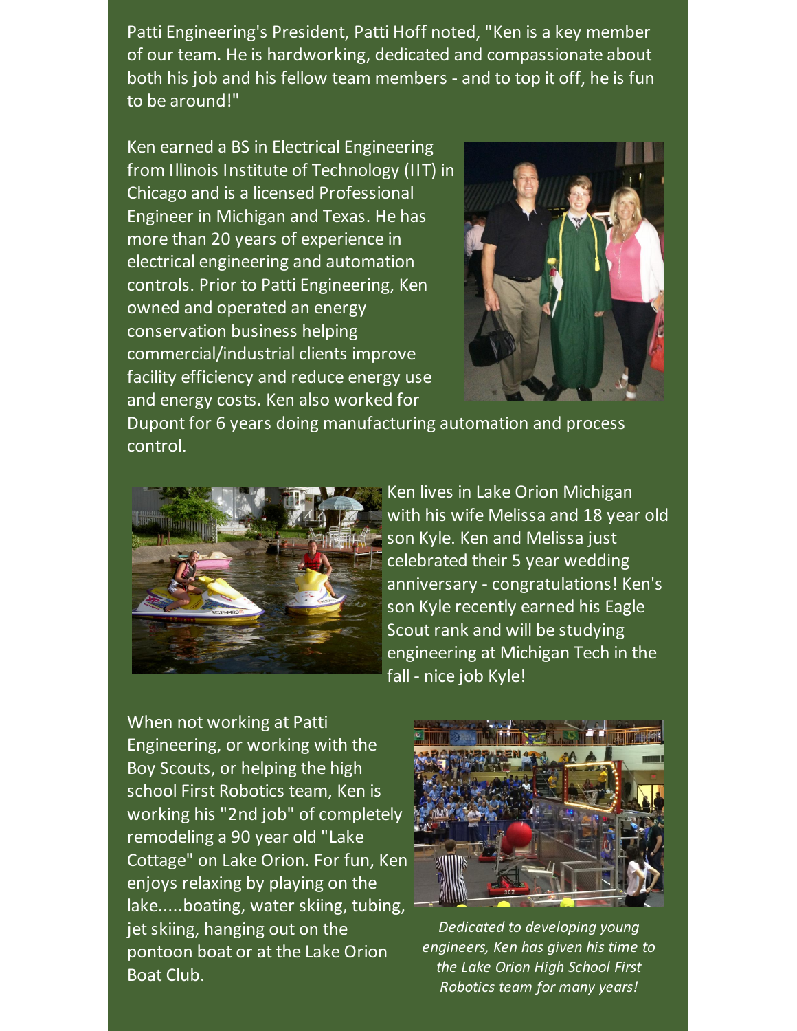Patti Engineering's President, Patti Hoff noted, "Ken is a key member of our team. He is hardworking, dedicated and compassionate about both his job and his fellow team members - and to top it off, he is fun to be around!"

Ken earned a BS in Electrical Engineering from Illinois Institute of Technology (IIT) in Chicago and is a licensed Professional Engineer in Michigan and Texas. He has more than 20 years of experience in electrical engineering and automation controls. Prior to Patti Engineering, Ken owned and operated an energy conservation business helping commercial/industrial clients improve facility efficiency and reduce energy use and energy costs. Ken also worked for Dupont for 6 years doing manufacturing automation and process control.

Ken lives in Lake Orion Michigan with his wife Melissa and 18 year old son Kyle. Ken and Melissa just celebrated their 5 year wedding anniversary - congratulations! Ken's son Kyle recently earned his Eagle Scout rank and will be studying engineering at Michigan Tech in the fall - nice job Kyle!

When not working at Patti Engineering, or working with the Boy Scouts, or helping the high school First Robotics team, Ken is working his "2nd job" of completely remodeling a 90 year old "Lake Cottage" on Lake Orion. For fun, Ken enjoys relaxing by playing on the lake.....boating, water skiing, tubing, jet skiing, hanging out on the pontoon boat or at the Lake Orion Boat Club.

*Dedicated to developing young engineers, Ken has given his time to the Lake Orion High School First Robotics team for many years!*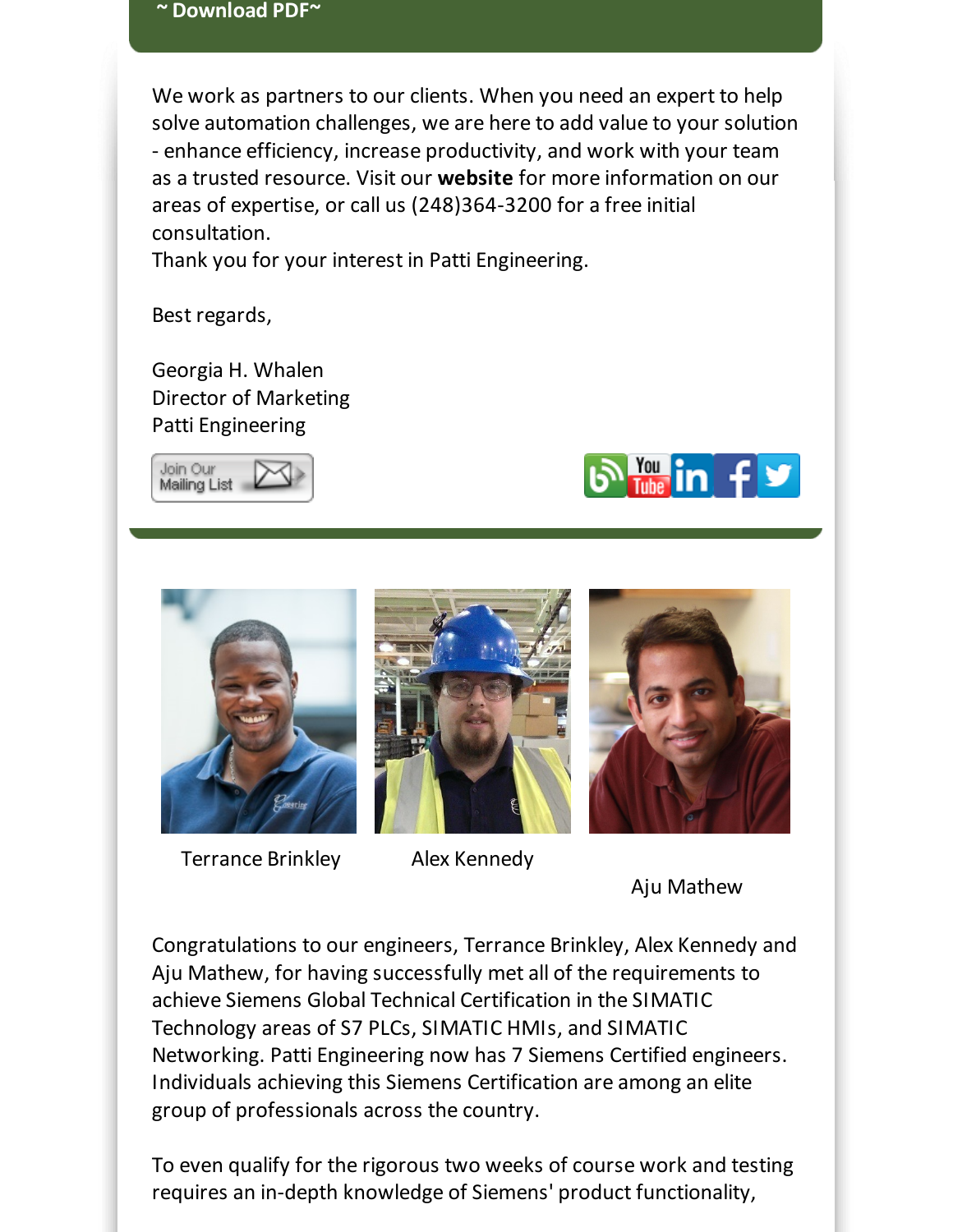~ Download PDF~

We work as partners to our clients. When you need an expert to help solve automation challenges, we are here to add value to your solution - enhance efficiency, increase productivity, and work with your team as a trusted resource. Visit our **website** for more information on our areas of expertise, or call us (248)364-3200 for a free initial consultation.
Thank you for your interest in Patti Engineering.

Best regards,

Georgia H. Whalen
Director of Marketing
Patti Engineering

Join Our Mailing List

Terrance Brinkley

Alex Kennedy

Aju Mathew

Congratulations to our engineers, Terrance Brinkley, Alex Kennedy and Aju Mathew, for having successfully met all of the requirements to achieve Siemens Global Technical Certification in the SIMATIC Technology areas of S7 PLCs, SIMATIC HMIs, and SIMATIC Networking. Patti Engineering now has 7 Siemens Certified engineers. Individuals achieving this Siemens Certification are among an elite group of professionals across the country.

To even qualify for the rigorous two weeks of course work and testing requires an in-depth knowledge of Siemens' product functionality,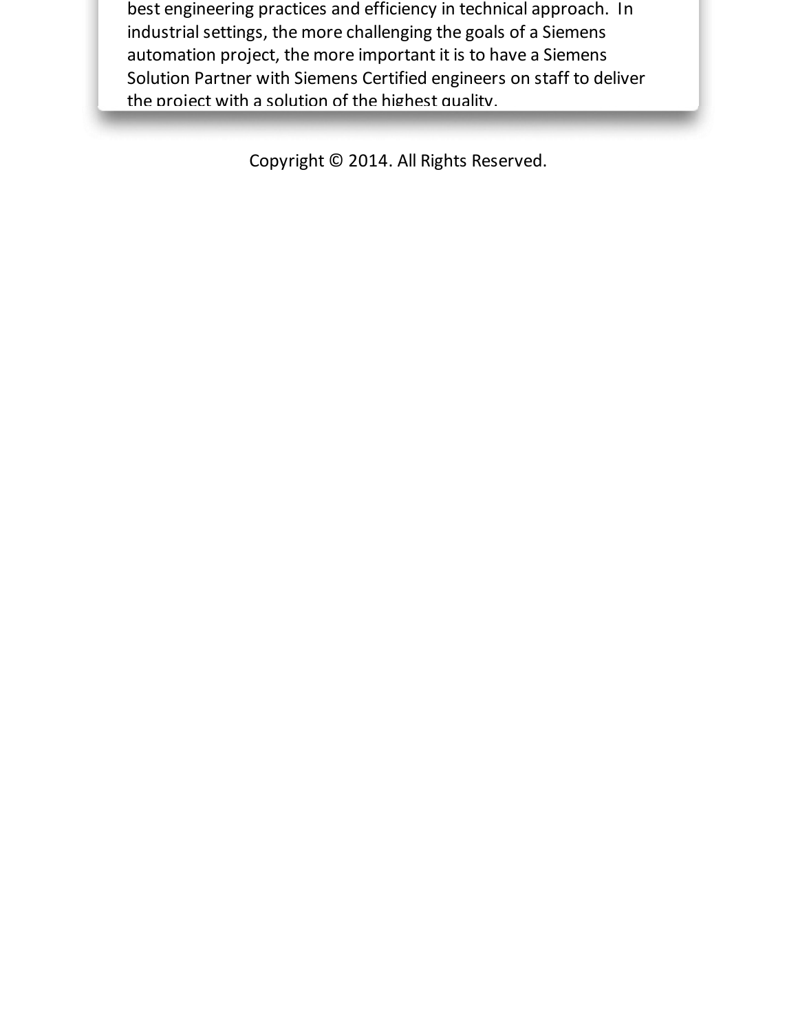best engineering practices and efficiency in technical approach. In industrial settings, the more challenging the goals of a Siemens automation project, the more important it is to have a Siemens Solution Partner with Siemens Certified engineers on staff to deliver the project with a solution of the highest quality.

Copyright © 2014. All Rights Reserved.